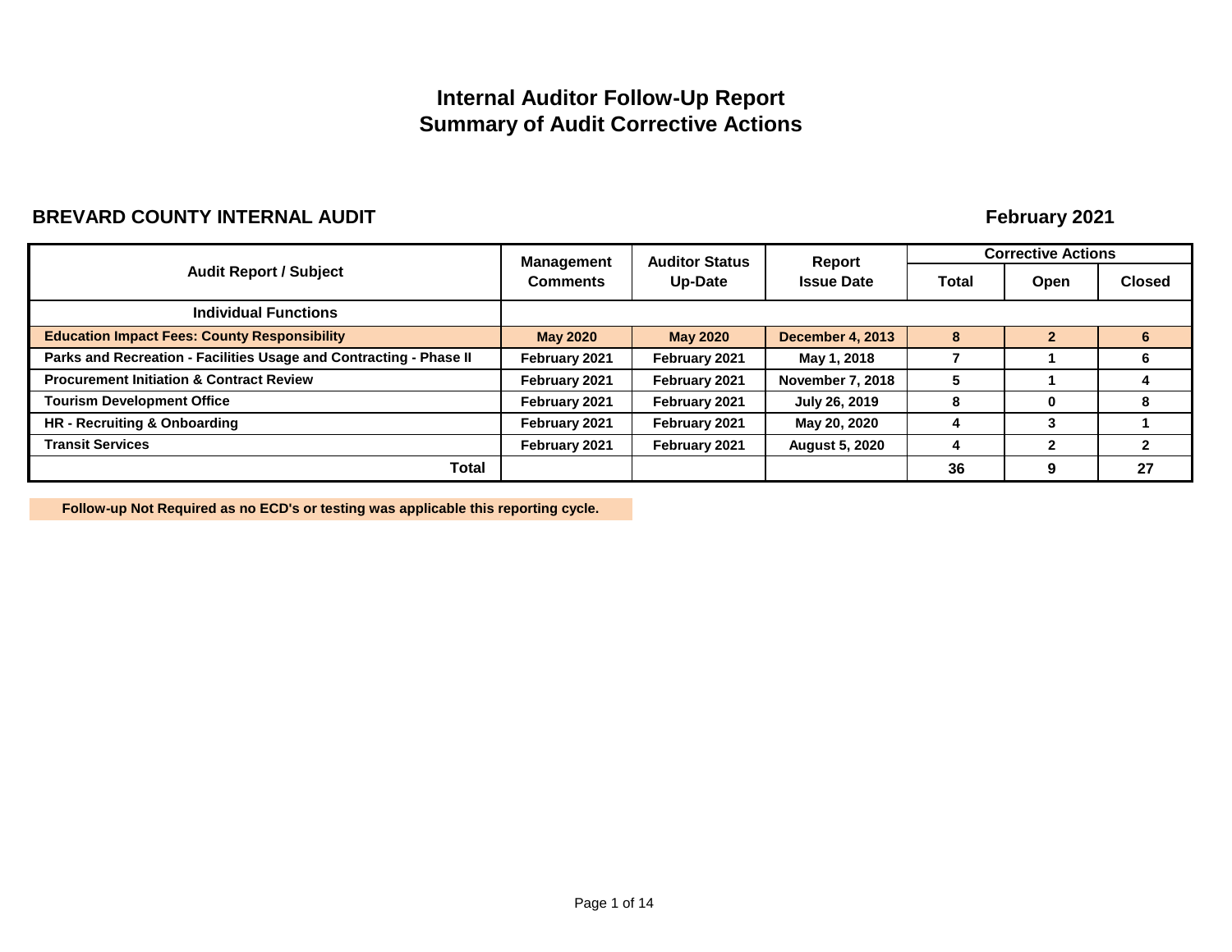# Internal Auditor Follow-Up Report
# Summary of Audit Corrective Actions

**BREVARD COUNTY INTERNAL AUDIT** **February 2021**

| Audit Report / Subject | Management Comments | Auditor Status Up-Date | Report Issue Date | Corrective Actions | | |
|---|---|---|---|---|---|---|
| | | | | Total | Open | Closed |
| **Individual Functions** | | | | | | |
| Education Impact Fees: County Responsibility | May 2020 | May 2020 | December 4, 2013 | 8 | 2 | 6 |
| Parks and Recreation - Facilities Usage and Contracting - Phase II | February 2021 | February 2021 | May 1, 2018 | 7 | 1 | 6 |
| Procurement Initiation & Contract Review | February 2021 | February 2021 | November 7, 2018 | 5 | 1 | 4 |
| Tourism Development Office | February 2021 | February 2021 | July 26, 2019 | 8 | 0 | 8 |
| HR - Recruiting & Onboarding | February 2021 | February 2021 | May 20, 2020 | 4 | 3 | 1 |
| Transit Services | February 2021 | February 2021 | August 5, 2020 | 4 | 2 | 2 |
| **Total** | | | | 36 | 9 | 27 |

Follow-up Not Required as no ECD's or testing was applicable this reporting cycle.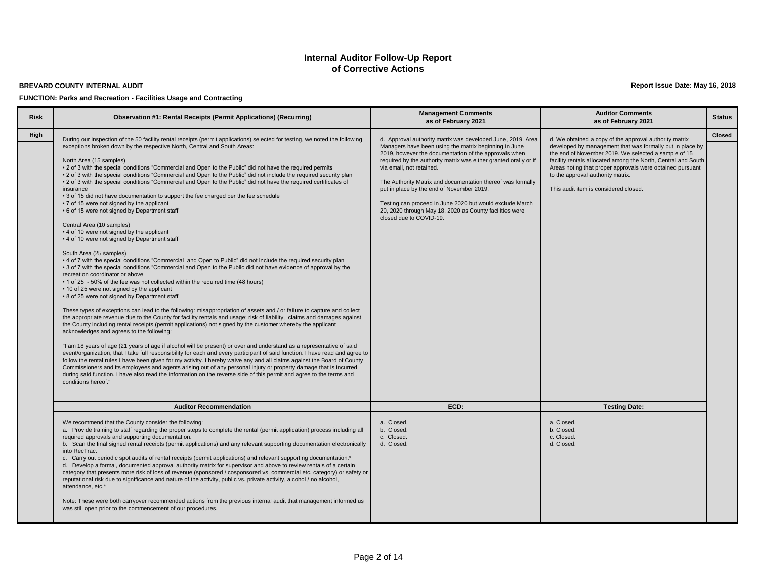# Internal Auditor Follow-Up Report of Corrective Actions

**BREVARD COUNTY INTERNAL AUDIT**

**Report Issue Date: May 16, 2018**

**FUNCTION: Parks and Recreation - Facilities Usage and Contracting**

| Risk | Observation #1: Rental Receipts (Permit Applications) (Recurring) | Management Comments as of February 2021 | Auditor Comments as of February 2021 | Status |
|---|---|---|---|---|
| High | During our inspection of the 50 facility rental receipts (permit applications) selected for testing, we noted the following exceptions broken down by the respective North, Central and South Areas:<br><br>North Area (15 samples)<br>• 2 of 3 with the special conditions "Commercial and Open to the Public" did not have the required permits<br>• 2 of 3 with the special conditions "Commercial and Open to the Public" did not include the required security plan<br>• 2 of 3 with the special conditions "Commercial and Open to the Public" did not have the required certificates of insurance<br>• 3 of 15 did not have documentation to support the fee charged per the fee schedule<br>• 7 of 15 were not signed by the applicant<br>• 6 of 15 were not signed by Department staff<br><br>Central Area (10 samples)<br>• 4 of 10 were not signed by the applicant<br>• 4 of 10 were not signed by Department staff<br><br>South Area (25 samples)<br>• 4 of 7 with the special conditions "Commercial and Open to Public" did not include the required security plan<br>• 3 of 7 with the special conditions "Commercial and Open to the Public did not have evidence of approval by the recreation coordinator or above<br>• 1 of 25 - 50% of the fee was not collected within the required time (48 hours)<br>• 10 of 25 were not signed by the applicant<br>• 8 of 25 were not signed by Department staff<br><br>These types of exceptions can lead to the following: misappropriation of assets and / or failure to capture and collect the appropriate revenue due to the County for facility rentals and usage; risk of liability, claims and damages against the County including rental receipts (permit applications) not signed by the customer whereby the applicant acknowledges and agrees to the following:<br><br>"I am 18 years of age (21 years of age if alcohol will be present) or over and understand as a representative of said event/organization, that I take full responsibility for each and every participant of said function. I have read and agree to follow the rental rules I have been given for my activity. I hereby waive any and all claims against the Board of County Commissioners and its employees and agents arising out of any personal injury or property damage that is incurred during said function. I have also read the information on the reverse side of this permit and agree to the terms and conditions hereof." | d. Approval authority matrix was developed June, 2019. Area Managers have been using the matrix beginning in June 2019, however the documentation of the approvals when required by the authority matrix was either granted orally or if via email, not retained.<br><br>The Authority Matrix and documentation thereof was formally put in place by the end of November 2019.<br><br>Testing can proceed in June 2020 but would exclude March 20, 2020 through May 18, 2020 as County facilities were closed due to COVID-19. | d. We obtained a copy of the approval authority matrix developed by management that was formally put in place by the end of November 2019. We selected a sample of 15 facility rentals allocated among the North, Central and South Areas noting that proper approvals were obtained pursuant to the approval authority matrix.<br><br>This audit item is considered closed. | Closed |
| | **Auditor Recommendation** | **ECD:** | **Testing Date:** | |
| | We recommend that the County consider the following:<br>a. Provide training to staff regarding the proper steps to complete the rental (permit application) process including all required approvals and supporting documentation.<br>b. Scan the final signed rental receipts (permit applications) and any relevant supporting documentation electronically into RecTrac.<br>c. Carry out periodic spot audits of rental receipts (permit applications) and relevant supporting documentation.*<br>d. Develop a formal, documented approval authority matrix for supervisor and above to review rentals of a certain category that presents more risk of loss of revenue (sponsored / cosponsored vs. commercial etc. category) or safety or reputational risk due to significance and nature of the activity, public vs. private activity, alcohol / no alcohol, attendance, etc.*<br><br>Note: These were both carryover recommended actions from the previous internal audit that management informed us was still open prior to the commencement of our procedures. | a. Closed.<br>b. Closed.<br>c. Closed.<br>d. Closed. | a. Closed.<br>b. Closed.<br>c. Closed.<br>d. Closed. | |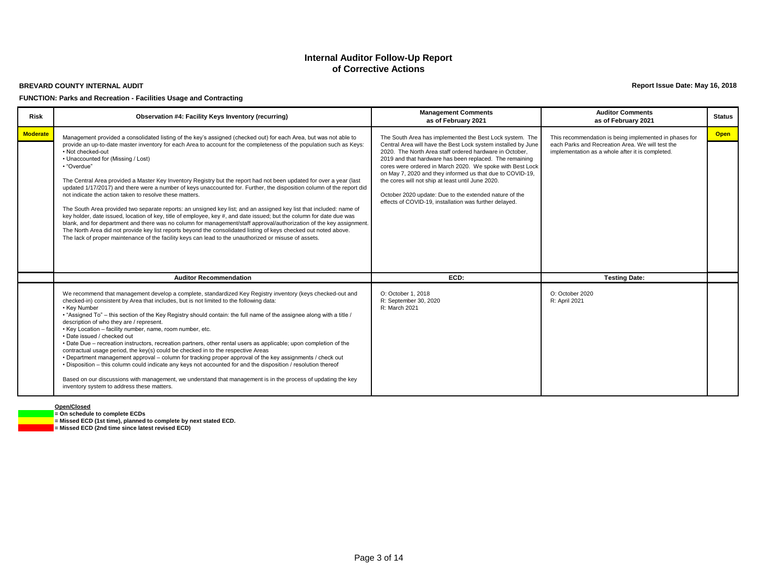# Internal Auditor Follow-Up Report of Corrective Actions

**BREVARD COUNTY INTERNAL AUDIT** | **Report Issue Date: May 16, 2018**

**FUNCTION: Parks and Recreation - Facilities Usage and Contracting**

| Risk | Observation #4: Facility Keys Inventory (recurring) | Management Comments as of February 2021 | Auditor Comments as of February 2021 | Status |
|---|---|---|---|---|
| Moderate | Management provided a consolidated listing of the key's assigned (checked out) for each Area, but was not able to provide an up-to-date master inventory for each Area to account for the completeness of the population such as Keys:<br>• Not checked-out<br>• Unaccounted for (Missing / Lost)<br>• "Overdue"<br><br>The Central Area provided a Master Key Inventory Registry but the report had not been updated for over a year (last updated 1/17/2017) and there were a number of keys unaccounted for. Further, the disposition column of the report did not indicate the action taken to resolve these matters.<br><br>The South Area provided two separate reports: an unsigned key list; and an assigned key list that included: name of key holder, date issued, location of key, title of employee, key #, and date issued; but the column for date due was blank, and for department and there was no column for management/staff approval/authorization of the key assignment. The North Area did not provide key list reports beyond the consolidated listing of keys checked out noted above.<br>The lack of proper maintenance of the facility keys can lead to the unauthorized or misuse of assets. | The South Area has implemented the Best Lock system. The Central Area will have the Best Lock system installed by June 2020. The North Area staff ordered hardware in October, 2019 and that hardware has been replaced. The remaining cores were ordered in March 2020. We spoke with Best Lock on May 7, 2020 and they informed us that due to COVID-19, the cores will not ship at least until June 2020.<br><br>October 2020 update: Due to the extended nature of the effects of COVID-19, installation was further delayed. | This recommendation is being implemented in phases for each Parks and Recreation Area. We will test the implementation as a whole after it is completed. | Open |
| | **Auditor Recommendation** | **ECD:** | **Testing Date:** | |
| | We recommend that management develop a complete, standardized Key Registry inventory (keys checked-out and checked-in) consistent by Area that includes, but is not limited to the following data:<br>• Key Number<br>• "Assigned To" – this section of the Key Registry should contain: the full name of the assignee along with a title / description of who they are / represent.<br>• Key Location – facility number, name, room number, etc.<br>• Date issued / checked out<br>• Date Due – recreation instructors, recreation partners, other rental users as applicable; upon completion of the contractual usage period, the key(s) could be checked in to the respective Areas<br>• Department management approval – column for tracking proper approval of the key assignments / check out<br>• Disposition – this column could indicate any keys not accounted for and the disposition / resolution thereof<br><br>Based on our discussions with management, we understand that management is in the process of updating the key inventory system to address these matters. | O: October 1, 2018<br>R: September 30, 2020<br>R: March 2021 | O: October 2020<br>R: April 2021 | |

**Open/Closed**
- (Green) = On schedule to complete ECDs
- (Yellow) = Missed ECD (1st time), planned to complete by next stated ECD.
- (Red) = Missed ECD (2nd time since latest revised ECD)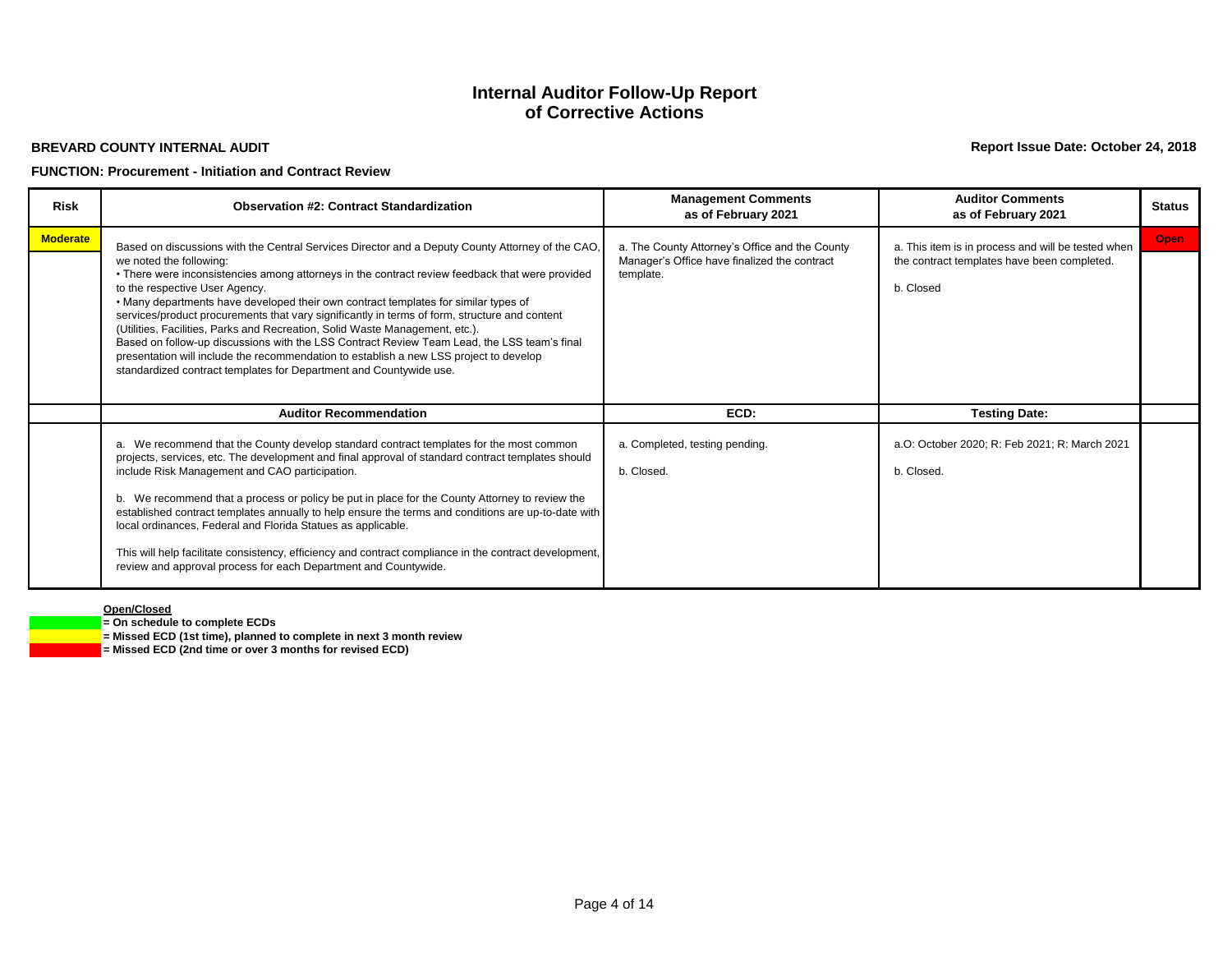# Internal Auditor Follow-Up Report of Corrective Actions

**BREVARD COUNTY INTERNAL AUDIT**

**Report Issue Date: October 24, 2018**

**FUNCTION: Procurement - Initiation and Contract Review**

| Risk | Observation #2: Contract Standardization | Management Comments as of February 2021 | Auditor Comments as of February 2021 | Status |
|---|---|---|---|---|
| Moderate | Based on discussions with the Central Services Director and a Deputy County Attorney of the CAO, we noted the following:<br>• There were inconsistencies among attorneys in the contract review feedback that were provided to the respective User Agency.<br>• Many departments have developed their own contract templates for similar types of services/product procurements that vary significantly in terms of form, structure and content (Utilities, Facilities, Parks and Recreation, Solid Waste Management, etc.).<br>Based on follow-up discussions with the LSS Contract Review Team Lead, the LSS team's final presentation will include the recommendation to establish a new LSS project to develop standardized contract templates for Department and Countywide use. | a. The County Attorney's Office and the County Manager's Office have finalized the contract template. | a. This item is in process and will be tested when the contract templates have been completed.<br><br>b. Closed | Open |
| | **Auditor Recommendation** | **ECD:** | **Testing Date:** | |
| | a. We recommend that the County develop standard contract templates for the most common projects, services, etc. The development and final approval of standard contract templates should include Risk Management and CAO participation.<br><br>b. We recommend that a process or policy be put in place for the County Attorney to review the established contract templates annually to help ensure the terms and conditions are up-to-date with local ordinances, Federal and Florida Statues as applicable.<br><br>This will help facilitate consistency, efficiency and contract compliance in the contract development, review and approval process for each Department and Countywide. | a. Completed, testing pending.<br><br>b. Closed. | a.O: October 2020; R: Feb 2021; R: March 2021<br><br>b. Closed. | |

**Open/Closed**

- (Green) **= On schedule to complete ECDs**
- (Yellow) **= Missed ECD (1st time), planned to complete in next 3 month review**
- (Red) **= Missed ECD (2nd time or over 3 months for revised ECD)**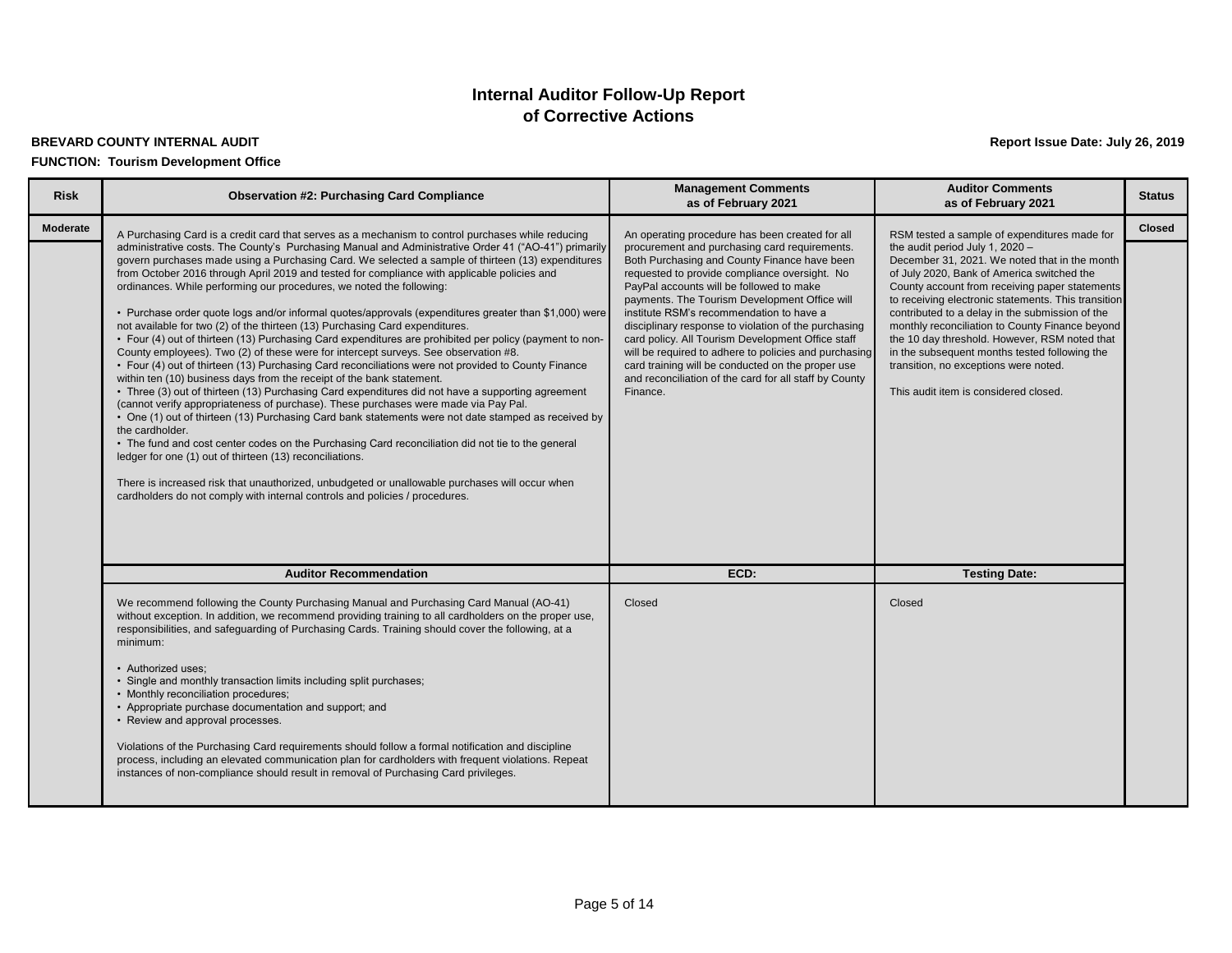# Internal Auditor Follow-Up Report of Corrective Actions

**BREVARD COUNTY INTERNAL AUDIT**

**Report Issue Date: July 26, 2019**

**FUNCTION: Tourism Development Office**

| Risk | Observation #2: Purchasing Card Compliance | Management Comments as of February 2021 | Auditor Comments as of February 2021 | Status |
|---|---|---|---|---|
| Moderate | A Purchasing Card is a credit card that serves as a mechanism to control purchases while reducing administrative costs. The County's Purchasing Manual and Administrative Order 41 ("AO-41") primarily govern purchases made using a Purchasing Card. We selected a sample of thirteen (13) expenditures from October 2016 through April 2019 and tested for compliance with applicable policies and ordinances. While performing our procedures, we noted the following:<br><br>• Purchase order quote logs and/or informal quotes/approvals (expenditures greater than $1,000) were not available for two (2) of the thirteen (13) Purchasing Card expenditures.<br>• Four (4) out of thirteen (13) Purchasing Card expenditures are prohibited per policy (payment to non-County employees). Two (2) of these were for intercept surveys. See observation #8.<br>• Four (4) out of thirteen (13) Purchasing Card reconciliations were not provided to County Finance within ten (10) business days from the receipt of the bank statement.<br>• Three (3) out of thirteen (13) Purchasing Card expenditures did not have a supporting agreement (cannot verify appropriateness of purchase). These purchases were made via Pay Pal.<br>• One (1) out of thirteen (13) Purchasing Card bank statements were not date stamped as received by the cardholder.<br>• The fund and cost center codes on the Purchasing Card reconciliation did not tie to the general ledger for one (1) out of thirteen (13) reconciliations.<br><br>There is increased risk that unauthorized, unbudgeted or unallowable purchases will occur when cardholders do not comply with internal controls and policies / procedures. | An operating procedure has been created for all procurement and purchasing card requirements. Both Purchasing and County Finance have been requested to provide compliance oversight. No PayPal accounts will be followed to make payments. The Tourism Development Office will institute RSM's recommendation to have a disciplinary response to violation of the purchasing card policy. All Tourism Development Office staff will be required to adhere to policies and purchasing card training will be conducted on the proper use and reconciliation of the card for all staff by County Finance. | RSM tested a sample of expenditures made for the audit period July 1, 2020 – December 31, 2021. We noted that in the month of July 2020, Bank of America switched the County account from receiving paper statements to receiving electronic statements. This transition contributed to a delay in the submission of the monthly reconciliation to County Finance beyond the 10 day threshold. However, RSM noted that in the subsequent months tested following the transition, no exceptions were noted.<br><br>This audit item is considered closed. | Closed |
| | **Auditor Recommendation** | **ECD:** | **Testing Date:** | |
| | We recommend following the County Purchasing Manual and Purchasing Card Manual (AO-41) without exception. In addition, we recommend providing training to all cardholders on the proper use, responsibilities, and safeguarding of Purchasing Cards. Training should cover the following, at a minimum:<br><br>• Authorized uses;<br>• Single and monthly transaction limits including split purchases;<br>• Monthly reconciliation procedures;<br>• Appropriate purchase documentation and support; and<br>• Review and approval processes.<br><br>Violations of the Purchasing Card requirements should follow a formal notification and discipline process, including an elevated communication plan for cardholders with frequent violations. Repeat instances of non-compliance should result in removal of Purchasing Card privileges. | Closed | Closed | |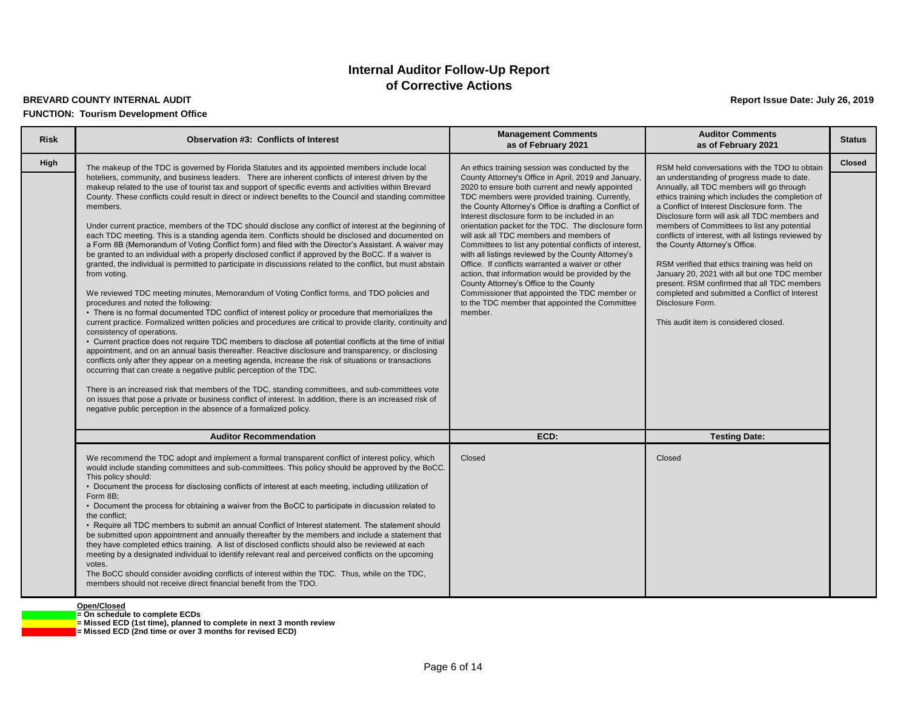# Internal Auditor Follow-Up Report of Corrective Actions

**BREVARD COUNTY INTERNAL AUDIT**

**Report Issue Date: July 26, 2019**

**FUNCTION: Tourism Development Office**

| Risk | Observation #3: Conflicts of Interest | Management Comments as of February 2021 | Auditor Comments as of February 2021 | Status |
|---|---|---|---|---|
| High | The makeup of the TDC is governed by Florida Statutes and its appointed members include local hoteliers, community, and business leaders. There are inherent conflicts of interest driven by the makeup related to the use of tourist tax and support of specific events and activities within Brevard County. These conflicts could result in direct or indirect benefits to the Council and standing committee members.<br><br>Under current practice, members of the TDC should disclose any conflict of interest at the beginning of each TDC meeting. This is a standing agenda item. Conflicts should be disclosed and documented on a Form 8B (Memorandum of Voting Conflict form) and filed with the Director's Assistant. A waiver may be granted to an individual with a properly disclosed conflict if approved by the BoCC. If a waiver is granted, the individual is permitted to participate in discussions related to the conflict, but must abstain from voting.<br><br>We reviewed TDC meeting minutes, Memorandum of Voting Conflict forms, and TDO policies and procedures and noted the following:<br>• There is no formal documented TDC conflict of interest policy or procedure that memorializes the current practice. Formalized written policies and procedures are critical to provide clarity, continuity and consistency of operations.<br>• Current practice does not require TDC members to disclose all potential conflicts at the time of initial appointment, and on an annual basis thereafter. Reactive disclosure and transparency, or disclosing conflicts only after they appear on a meeting agenda, increase the risk of situations or transactions occurring that can create a negative public perception of the TDC.<br><br>There is an increased risk that members of the TDC, standing committees, and sub-committees vote on issues that pose a private or business conflict of interest. In addition, there is an increased risk of negative public perception in the absence of a formalized policy. | An ethics training session was conducted by the County Attorney's Office in April, 2019 and January, 2020 to ensure both current and newly appointed TDC members were provided training. Currently, the County Attorney's Office is drafting a Conflict of Interest disclosure form to be included in an orientation packet for the TDC. The disclosure form will ask all TDC members and members of Committees to list any potential conflicts of interest, with all listings reviewed by the County Attorney's Office. If conflicts warranted a waiver or other action, that information would be provided by the County Attorney's Office to the County Commissioner that appointed the TDC member or to the TDC member that appointed the Committee member. | RSM held conversations with the TDO to obtain an understanding of progress made to date. Annually, all TDC members will go through ethics training which includes the completion of a Conflict of Interest Disclosure form. The Disclosure form will ask all TDC members and members of Committees to list any potential conflicts of interest, with all listings reviewed by the County Attorney's Office.<br><br>RSM verified that ethics training was held on January 20, 2021 with all but one TDC member present. RSM confirmed that all TDC members completed and submitted a Conflict of Interest Disclosure Form.<br><br>This audit item is considered closed. | Closed |
| | **Auditor Recommendation** | **ECD:** | **Testing Date:** | |
| | We recommend the TDC adopt and implement a formal transparent conflict of interest policy, which would include standing committees and sub-committees. This policy should be approved by the BoCC. This policy should:<br>• Document the process for disclosing conflicts of interest at each meeting, including utilization of Form 8B;<br>• Document the process for obtaining a waiver from the BoCC to participate in discussion related to the conflict;<br>• Require all TDC members to submit an annual Conflict of Interest statement. The statement should be submitted upon appointment and annually thereafter by the members and include a statement that they have completed ethics training. A list of disclosed conflicts should also be reviewed at each meeting by a designated individual to identify relevant real and perceived conflicts on the upcoming votes.<br>The BoCC should consider avoiding conflicts of interest within the TDC. Thus, while on the TDC, members should not receive direct financial benefit from the TDO. | Closed | Closed | |

**Open/Closed**

- (Green) = On schedule to complete ECDs
- (Yellow) = Missed ECD (1st time), planned to complete in next 3 month review
- (Red) = Missed ECD (2nd time or over 3 months for revised ECD)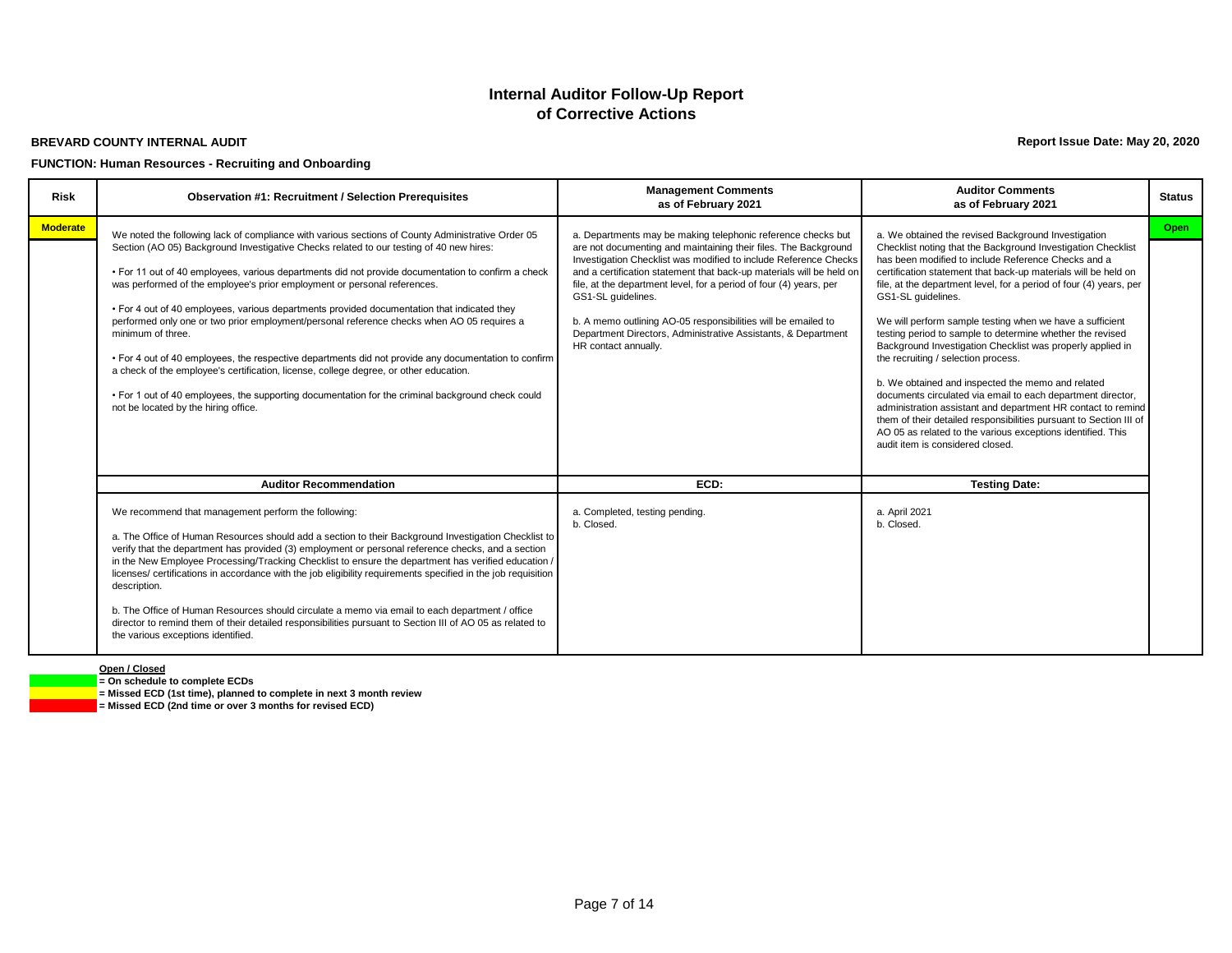# Internal Auditor Follow-Up Report of Corrective Actions

**BREVARD COUNTY INTERNAL AUDIT**

**Report Issue Date: May 20, 2020**

**FUNCTION: Human Resources - Recruiting and Onboarding**

| Risk | Observation #1: Recruitment / Selection Prerequisites | Management Comments as of February 2021 | Auditor Comments as of February 2021 | Status |
|---|---|---|---|---|
| Moderate | We noted the following lack of compliance with various sections of County Administrative Order 05 Section (AO 05) Background Investigative Checks related to our testing of 40 new hires:<br><br>• For 11 out of 40 employees, various departments did not provide documentation to confirm a check was performed of the employee's prior employment or personal references.<br><br>• For 4 out of 40 employees, various departments provided documentation that indicated they performed only one or two prior employment/personal reference checks when AO 05 requires a minimum of three.<br><br>• For 4 out of 40 employees, the respective departments did not provide any documentation to confirm a check of the employee's certification, license, college degree, or other education.<br><br>• For 1 out of 40 employees, the supporting documentation for the criminal background check could not be located by the hiring office. | a. Departments may be making telephonic reference checks but are not documenting and maintaining their files. The Background Investigation Checklist was modified to include Reference Checks and a certification statement that back-up materials will be held on file, at the department level, for a period of four (4) years, per GS1-SL guidelines.<br><br>b. A memo outlining AO-05 responsibilities will be emailed to Department Directors, Administrative Assistants, & Department HR contact annually. | a. We obtained the revised Background Investigation Checklist noting that the Background Investigation Checklist has been modified to include Reference Checks and a certification statement that back-up materials will be held on file, at the department level, for a period of four (4) years, per GS1-SL guidelines.<br><br>We will perform sample testing when we have a sufficient testing period to sample to determine whether the revised Background Investigation Checklist was properly applied in the recruiting / selection process.<br><br>b. We obtained and inspected the memo and related documents circulated via email to each department director, administration assistant and department HR contact to remind them of their detailed responsibilities pursuant to Section III of AO 05 as related to the various exceptions identified. This audit item is considered closed. | Open |
| | **Auditor Recommendation** | **ECD:** | **Testing Date:** | |
| | We recommend that management perform the following:<br><br>a. The Office of Human Resources should add a section to their Background Investigation Checklist to verify that the department has provided (3) employment or personal reference checks, and a section in the New Employee Processing/Tracking Checklist to ensure the department has verified education / licenses/ certifications in accordance with the job eligibility requirements specified in the job requisition description.<br><br>b. The Office of Human Resources should circulate a memo via email to each department / office director to remind them of their detailed responsibilities pursuant to Section III of AO 05 as related to the various exceptions identified. | a. Completed, testing pending.<br>b. Closed. | a. April 2021<br>b. Closed. | |

**Open / Closed**

- (Green) = On schedule to complete ECDs
- (Yellow) = Missed ECD (1st time), planned to complete in next 3 month review
- (Red) = Missed ECD (2nd time or over 3 months for revised ECD)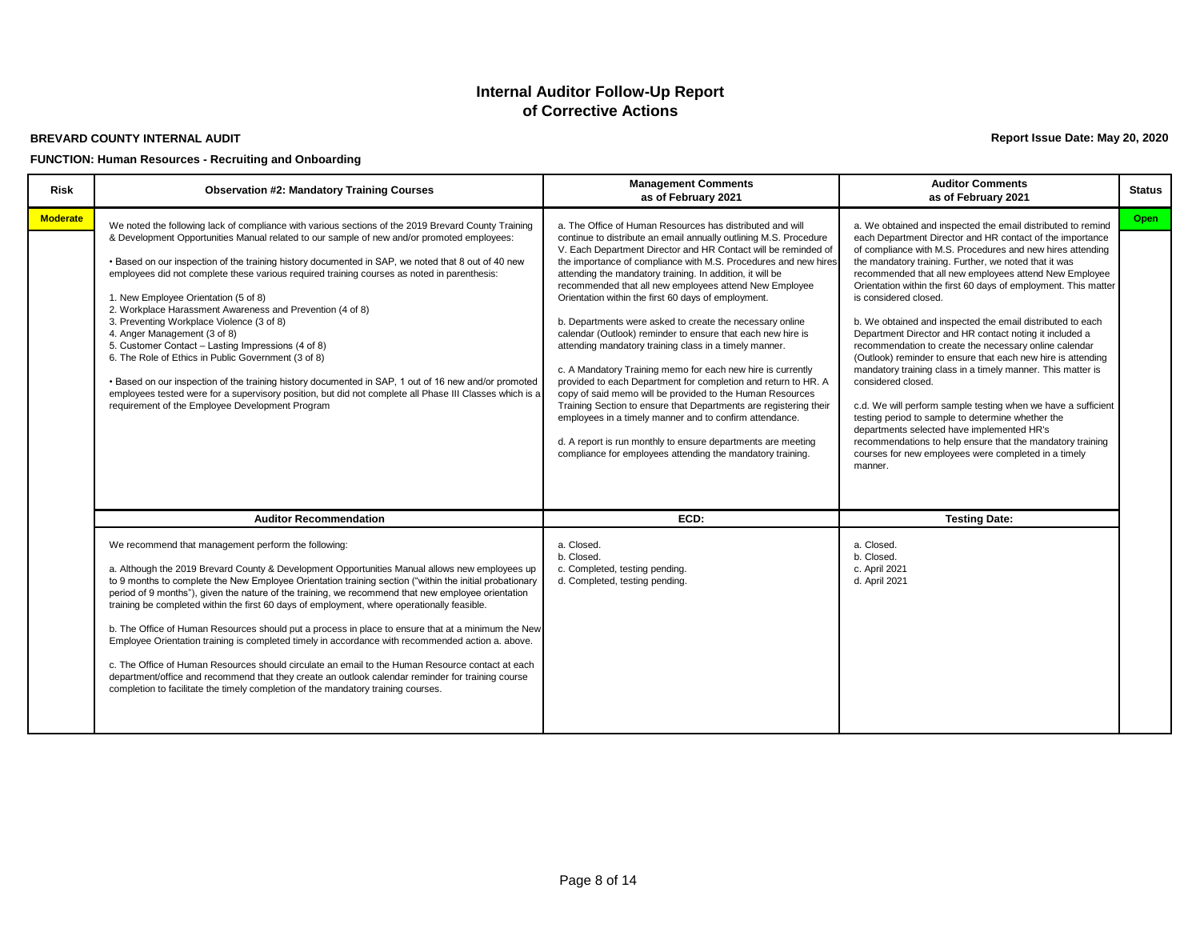# Internal Auditor Follow-Up Report of Corrective Actions

**BREVARD COUNTY INTERNAL AUDIT**

**Report Issue Date: May 20, 2020**

**FUNCTION: Human Resources - Recruiting and Onboarding**

| Risk | Observation #2: Mandatory Training Courses | Management Comments as of February 2021 | Auditor Comments as of February 2021 | Status |
|---|---|---|---|---|
| Moderate | We noted the following lack of compliance with various sections of the 2019 Brevard County Training & Development Opportunities Manual related to our sample of new and/or promoted employees:<br><br>• Based on our inspection of the training history documented in SAP, we noted that 8 out of 40 new employees did not complete these various required training courses as noted in parenthesis:<br><br>1. New Employee Orientation (5 of 8)<br>2. Workplace Harassment Awareness and Prevention (4 of 8)<br>3. Preventing Workplace Violence (3 of 8)<br>4. Anger Management (3 of 8)<br>5. Customer Contact – Lasting Impressions (4 of 8)<br>6. The Role of Ethics in Public Government (3 of 8)<br><br>• Based on our inspection of the training history documented in SAP, 1 out of 16 new and/or promoted employees tested were for a supervisory position, but did not complete all Phase III Classes which is a requirement of the Employee Development Program | a. The Office of Human Resources has distributed and will continue to distribute an email annually outlining M.S. Procedure V. Each Department Director and HR Contact will be reminded of the importance of compliance with M.S. Procedures and new hires attending the mandatory training. In addition, it will be recommended that all new employees attend New Employee Orientation within the first 60 days of employment.<br><br>b. Departments were asked to create the necessary online calendar (Outlook) reminder to ensure that each new hire is attending mandatory training class in a timely manner.<br><br>c. A Mandatory Training memo for each new hire is currently provided to each Department for completion and return to HR. A copy of said memo will be provided to the Human Resources Training Section to ensure that Departments are registering their employees in a timely manner and to confirm attendance.<br><br>d. A report is run monthly to ensure departments are meeting compliance for employees attending the mandatory training. | a. We obtained and inspected the email distributed to remind each Department Director and HR contact of the importance of compliance with M.S. Procedures and new hires attending the mandatory training. Further, we noted that it was recommended that all new employees attend New Employee Orientation within the first 60 days of employment. This matter is considered closed.<br><br>b. We obtained and inspected the email distributed to each Department Director and HR contact noting it included a recommendation to create the necessary online calendar (Outlook) reminder to ensure that each new hire is attending mandatory training class in a timely manner. This matter is considered closed.<br><br>c.d. We will perform sample testing when we have a sufficient testing period to sample to determine whether the departments selected have implemented HR's recommendations to help ensure that the mandatory training courses for new employees were completed in a timely manner. | Open |
| | **Auditor Recommendation** | **ECD:** | **Testing Date:** | |
| | We recommend that management perform the following:<br><br>a. Although the 2019 Brevard County & Development Opportunities Manual allows new employees up to 9 months to complete the New Employee Orientation training section ("within the initial probationary period of 9 months"), given the nature of the training, we recommend that new employee orientation training be completed within the first 60 days of employment, where operationally feasible.<br><br>b. The Office of Human Resources should put a process in place to ensure that at a minimum the New Employee Orientation training is completed timely in accordance with recommended action a. above.<br><br>c. The Office of Human Resources should circulate an email to the Human Resource contact at each department/office and recommend that they create an outlook calendar reminder for training course completion to facilitate the timely completion of the mandatory training courses. | a. Closed.<br>b. Closed.<br>c. Completed, testing pending.<br>d. Completed, testing pending. | a. Closed.<br>b. Closed.<br>c. April 2021<br>d. April 2021 | |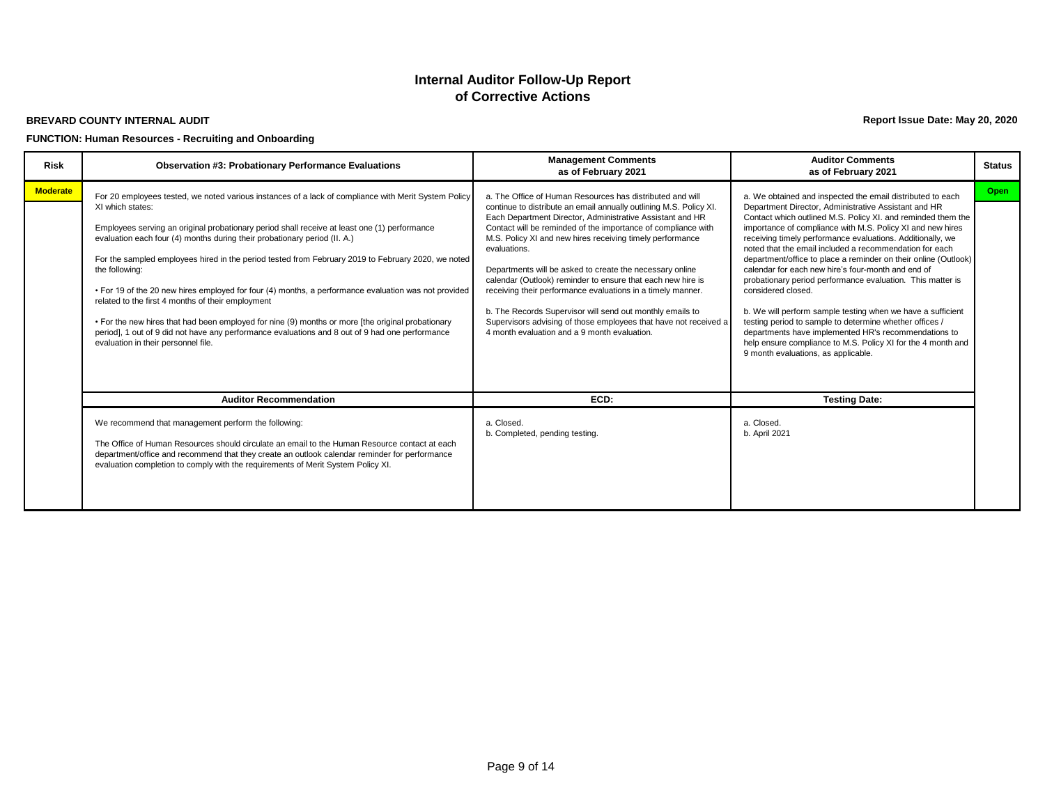# Internal Auditor Follow-Up Report of Corrective Actions

**BREVARD COUNTY INTERNAL AUDIT**

**Report Issue Date: May 20, 2020**

**FUNCTION: Human Resources - Recruiting and Onboarding**

| Risk | Observation #3: Probationary Performance Evaluations | Management Comments as of February 2021 | Auditor Comments as of February 2021 | Status |
|---|---|---|---|---|
| Moderate | For 20 employees tested, we noted various instances of a lack of compliance with Merit System Policy XI which states:<br><br>Employees serving an original probationary period shall receive at least one (1) performance evaluation each four (4) months during their probationary period (II. A.)<br><br>For the sampled employees hired in the period tested from February 2019 to February 2020, we noted the following:<br><br>• For 19 of the 20 new hires employed for four (4) months, a performance evaluation was not provided related to the first 4 months of their employment<br><br>• For the new hires that had been employed for nine (9) months or more [the original probationary period], 1 out of 9 did not have any performance evaluations and 8 out of 9 had one performance evaluation in their personnel file. | a. The Office of Human Resources has distributed and will continue to distribute an email annually outlining M.S. Policy XI. Each Department Director, Administrative Assistant and HR Contact will be reminded of the importance of compliance with M.S. Policy XI and new hires receiving timely performance evaluations.<br><br>Departments will be asked to create the necessary online calendar (Outlook) reminder to ensure that each new hire is receiving their performance evaluations in a timely manner.<br><br>b. The Records Supervisor will send out monthly emails to Supervisors advising of those employees that have not received a 4 month evaluation and a 9 month evaluation. | a. We obtained and inspected the email distributed to each Department Director, Administrative Assistant and HR Contact which outlined M.S. Policy XI. and reminded them the importance of compliance with M.S. Policy XI and new hires receiving timely performance evaluations. Additionally, we noted that the email included a recommendation for each department/office to place a reminder on their online (Outlook) calendar for each new hire's four-month and end of probationary period performance evaluation. This matter is considered closed.<br><br>b. We will perform sample testing when we have a sufficient testing period to sample to determine whether offices / departments have implemented HR's recommendations to help ensure compliance to M.S. Policy XI for the 4 month and 9 month evaluations, as applicable. | Open |
| | **Auditor Recommendation** | **ECD:** | **Testing Date:** | |
| | We recommend that management perform the following:<br><br>The Office of Human Resources should circulate an email to the Human Resource contact at each department/office and recommend that they create an outlook calendar reminder for performance evaluation completion to comply with the requirements of Merit System Policy XI. | a. Closed.<br>b. Completed, pending testing. | a. Closed.<br>b. April 2021 | |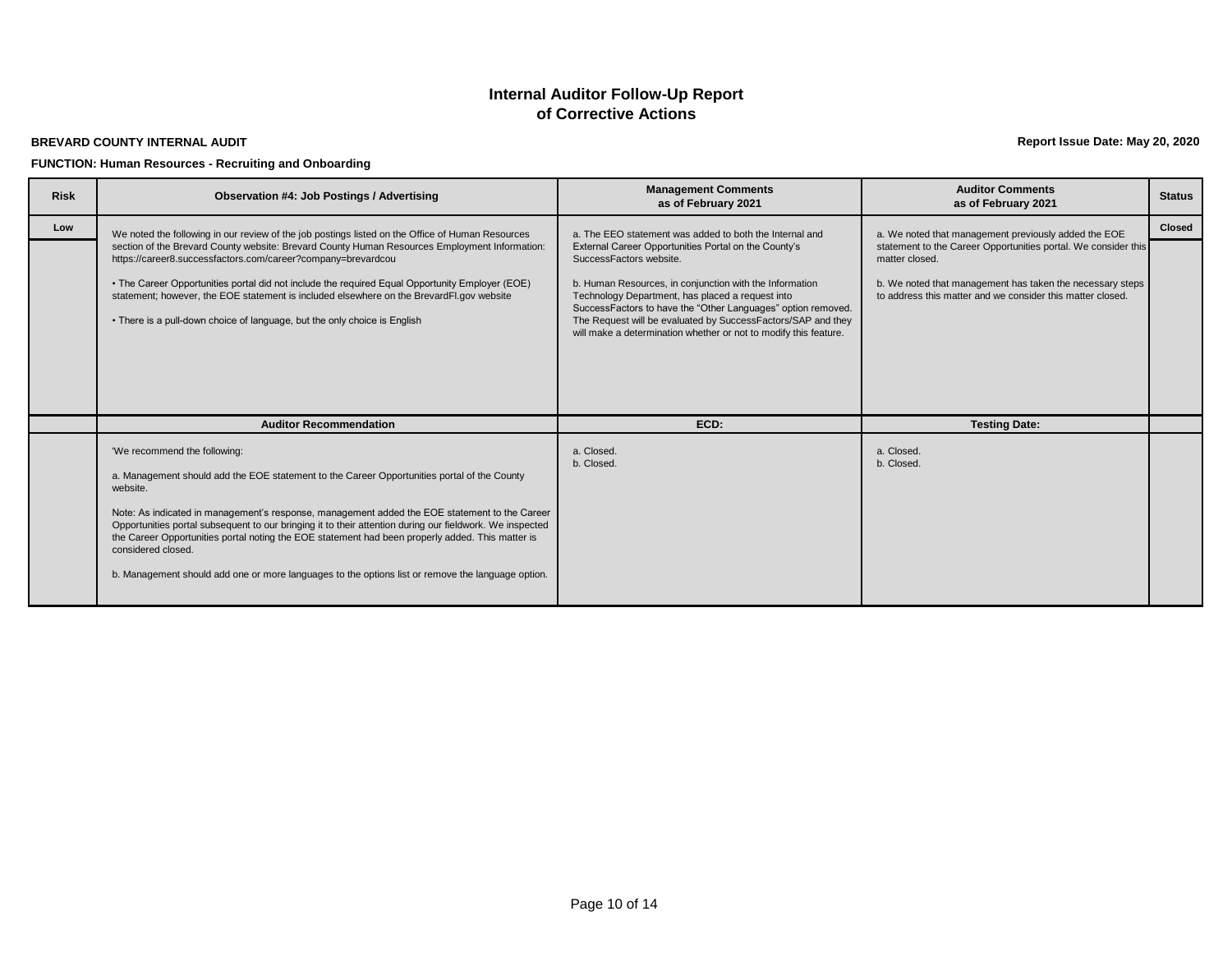# Internal Auditor Follow-Up Report of Corrective Actions

**BREVARD COUNTY INTERNAL AUDIT**

**Report Issue Date: May 20, 2020**

**FUNCTION: Human Resources - Recruiting and Onboarding**

| Risk | Observation #4: Job Postings / Advertising | Management Comments as of February 2021 | Auditor Comments as of February 2021 | Status |
|---|---|---|---|---|
| Low | We noted the following in our review of the job postings listed on the Office of Human Resources section of the Brevard County website: Brevard County Human Resources Employment Information: https://career8.successfactors.com/career?company=brevardcou<br><br>• The Career Opportunities portal did not include the required Equal Opportunity Employer (EOE) statement; however, the EOE statement is included elsewhere on the BrevardFl.gov website<br><br>• There is a pull-down choice of language, but the only choice is English | a. The EEO statement was added to both the Internal and External Career Opportunities Portal on the County's SuccessFactors website.<br><br>b. Human Resources, in conjunction with the Information Technology Department, has placed a request into SuccessFactors to have the "Other Languages" option removed. The Request will be evaluated by SuccessFactors/SAP and they will make a determination whether or not to modify this feature. | a. We noted that management previously added the EOE statement to the Career Opportunities portal. We consider this matter closed.<br><br>b. We noted that management has taken the necessary steps to address this matter and we consider this matter closed. | Closed |
| | **Auditor Recommendation** | **ECD:** | **Testing Date:** | |
| | 'We recommend the following:<br><br>a. Management should add the EOE statement to the Career Opportunities portal of the County website.<br><br>Note: As indicated in management's response, management added the EOE statement to the Career Opportunities portal subsequent to our bringing it to their attention during our fieldwork. We inspected the Career Opportunities portal noting the EOE statement had been properly added. This matter is considered closed.<br><br>b. Management should add one or more languages to the options list or remove the language option. | a. Closed.<br>b. Closed. | a. Closed.<br>b. Closed. | |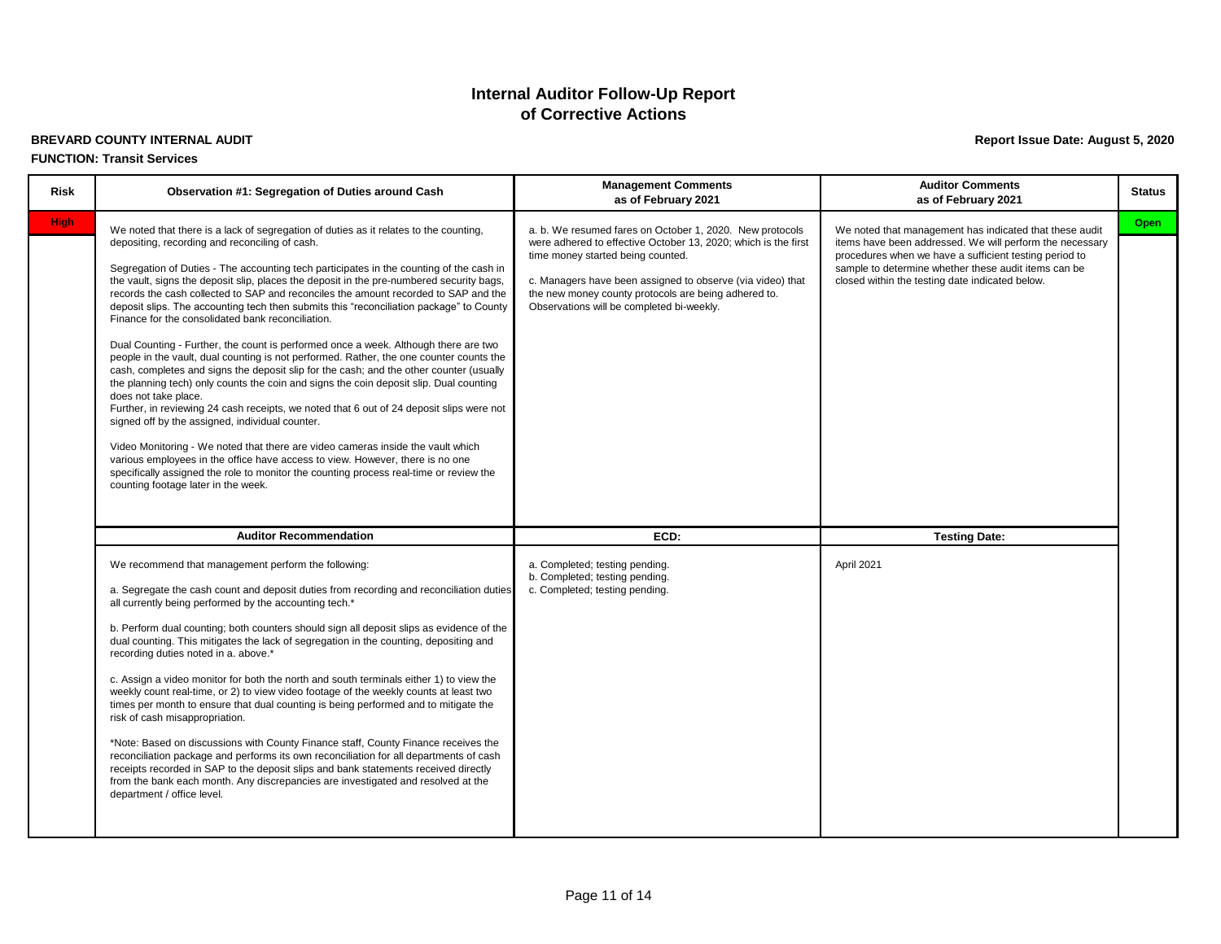# Internal Auditor Follow-Up Report of Corrective Actions

**BREVARD COUNTY INTERNAL AUDIT**

**Report Issue Date: August 5, 2020**

**FUNCTION: Transit Services**

| Risk | Observation #1: Segregation of Duties around Cash | Management Comments as of February 2021 | Auditor Comments as of February 2021 | Status |
|---|---|---|---|---|
| High | We noted that there is a lack of segregation of duties as it relates to the counting, depositing, recording and reconciling of cash.<br><br>Segregation of Duties - The accounting tech participates in the counting of the cash in the vault, signs the deposit slip, places the deposit in the pre-numbered security bags, records the cash collected to SAP and reconciles the amount recorded to SAP and the deposit slips. The accounting tech then submits this "reconciliation package" to County Finance for the consolidated bank reconciliation.<br><br>Dual Counting - Further, the count is performed once a week. Although there are two people in the vault, dual counting is not performed. Rather, the one counter counts the cash, completes and signs the deposit slip for the cash; and the other counter (usually the planning tech) only counts the coin and signs the coin deposit slip. Dual counting does not take place.<br>Further, in reviewing 24 cash receipts, we noted that 6 out of 24 deposit slips were not signed off by the assigned, individual counter.<br><br>Video Monitoring - We noted that there are video cameras inside the vault which various employees in the office have access to view. However, there is no one specifically assigned the role to monitor the counting process real-time or review the counting footage later in the week. | a. b. We resumed fares on October 1, 2020. New protocols were adhered to effective October 13, 2020; which is the first time money started being counted.<br><br>c. Managers have been assigned to observe (via video) that the new money county protocols are being adhered to. Observations will be completed bi-weekly. | We noted that management has indicated that these audit items have been addressed. We will perform the necessary procedures when we have a sufficient testing period to sample to determine whether these audit items can be closed within the testing date indicated below. | Open |
| | **Auditor Recommendation** | **ECD:** | **Testing Date:** | |
| | We recommend that management perform the following:<br><br>a. Segregate the cash count and deposit duties from recording and reconciliation duties all currently being performed by the accounting tech.*<br><br>b. Perform dual counting; both counters should sign all deposit slips as evidence of the dual counting. This mitigates the lack of segregation in the counting, depositing and recording duties noted in a. above.*<br><br>c. Assign a video monitor for both the north and south terminals either 1) to view the weekly count real-time, or 2) to view video footage of the weekly counts at least two times per month to ensure that dual counting is being performed and to mitigate the risk of cash misappropriation.<br><br>*Note: Based on discussions with County Finance staff, County Finance receives the reconciliation package and performs its own reconciliation for all departments of cash receipts recorded in SAP to the deposit slips and bank statements received directly from the bank each month. Any discrepancies are investigated and resolved at the department / office level. | a. Completed; testing pending.<br>b. Completed; testing pending.<br>c. Completed; testing pending. | April 2021 | |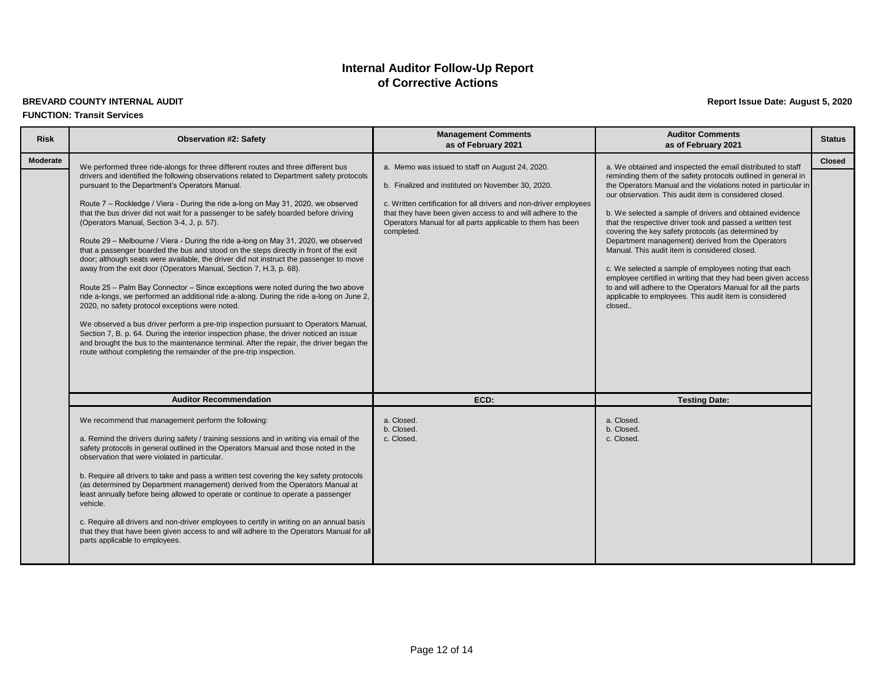# Internal Auditor Follow-Up Report of Corrective Actions

**BREVARD COUNTY INTERNAL AUDIT**

**Report Issue Date: August 5, 2020**

**FUNCTION: Transit Services**

| Risk | Observation #2: Safety | Management Comments as of February 2021 | Auditor Comments as of February 2021 | Status |
|---|---|---|---|---|
| Moderate | We performed three ride-alongs for three different routes and three different bus drivers and identified the following observations related to Department safety protocols pursuant to the Department's Operators Manual.<br><br>Route 7 – Rockledge / Viera - During the ride a-long on May 31, 2020, we observed that the bus driver did not wait for a passenger to be safely boarded before driving (Operators Manual, Section 3-4, J, p. 57).<br><br>Route 29 – Melbourne / Viera - During the ride a-long on May 31, 2020, we observed that a passenger boarded the bus and stood on the steps directly in front of the exit door; although seats were available, the driver did not instruct the passenger to move away from the exit door (Operators Manual, Section 7, H.3, p. 68).<br><br>Route 25 – Palm Bay Connector – Since exceptions were noted during the two above ride a-longs, we performed an additional ride a-along. During the ride a-long on June 2, 2020, no safety protocol exceptions were noted.<br><br>We observed a bus driver perform a pre-trip inspection pursuant to Operators Manual, Section 7, B. p. 64. During the interior inspection phase, the driver noticed an issue and brought the bus to the maintenance terminal. After the repair, the driver began the route without completing the remainder of the pre-trip inspection. | a. Memo was issued to staff on August 24, 2020.<br><br>b. Finalized and instituted on November 30, 2020.<br><br>c. Written certification for all drivers and non-driver employees that they have been given access to and will adhere to the Operators Manual for all parts applicable to them has been completed. | a. We obtained and inspected the email distributed to staff reminding them of the safety protocols outlined in general in the Operators Manual and the violations noted in particular in our observation. This audit item is considered closed.<br><br>b. We selected a sample of drivers and obtained evidence that the respective driver took and passed a written test covering the key safety protocols (as determined by Department management) derived from the Operators Manual. This audit item is considered closed.<br><br>c. We selected a sample of employees noting that each employee certified in writing that they had been given access to and will adhere to the Operators Manual for all the parts applicable to employees. This audit item is considered closed.. | Closed |
| | **Auditor Recommendation** | **ECD:** | **Testing Date:** | |
| | We recommend that management perform the following:<br><br>a. Remind the drivers during safety / training sessions and in writing via email of the safety protocols in general outlined in the Operators Manual and those noted in the observation that were violated in particular.<br><br>b. Require all drivers to take and pass a written test covering the key safety protocols (as determined by Department management) derived from the Operators Manual at least annually before being allowed to operate or continue to operate a passenger vehicle.<br><br>c. Require all drivers and non-driver employees to certify in writing on an annual basis that they that have been given access to and will adhere to the Operators Manual for all parts applicable to employees. | a. Closed.<br>b. Closed.<br>c. Closed. | a. Closed.<br>b. Closed.<br>c. Closed. | |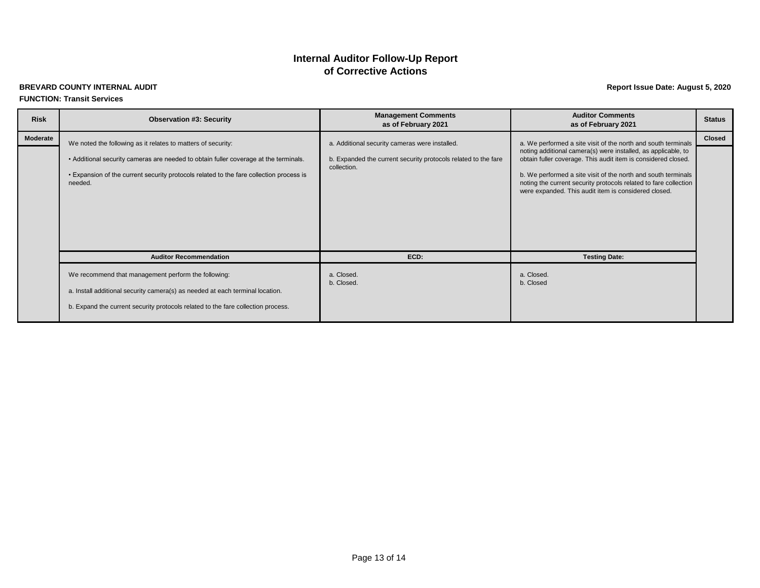# Internal Auditor Follow-Up Report of Corrective Actions

**BREVARD COUNTY INTERNAL AUDIT**

**Report Issue Date: August 5, 2020**

**FUNCTION: Transit Services**

| Risk | Observation #3: Security | Management Comments as of February 2021 | Auditor Comments as of February 2021 | Status |
|---|---|---|---|---|
| Moderate | We noted the following as it relates to matters of security:<br><br>• Additional security cameras are needed to obtain fuller coverage at the terminals.<br><br>• Expansion of the current security protocols related to the fare collection process is needed. | a. Additional security cameras were installed.<br><br>b. Expanded the current security protocols related to the fare collection. | a. We performed a site visit of the north and south terminals noting additional camera(s) were installed, as applicable, to obtain fuller coverage. This audit item is considered closed.<br><br>b. We performed a site visit of the north and south terminals noting the current security protocols related to fare collection were expanded. This audit item is considered closed. | Closed |
| | **Auditor Recommendation** | **ECD:** | **Testing Date:** | |
| | We recommend that management perform the following:<br><br>a. Install additional security camera(s) as needed at each terminal location.<br><br>b. Expand the current security protocols related to the fare collection process. | a. Closed.<br>b. Closed. | a. Closed.<br>b. Closed | |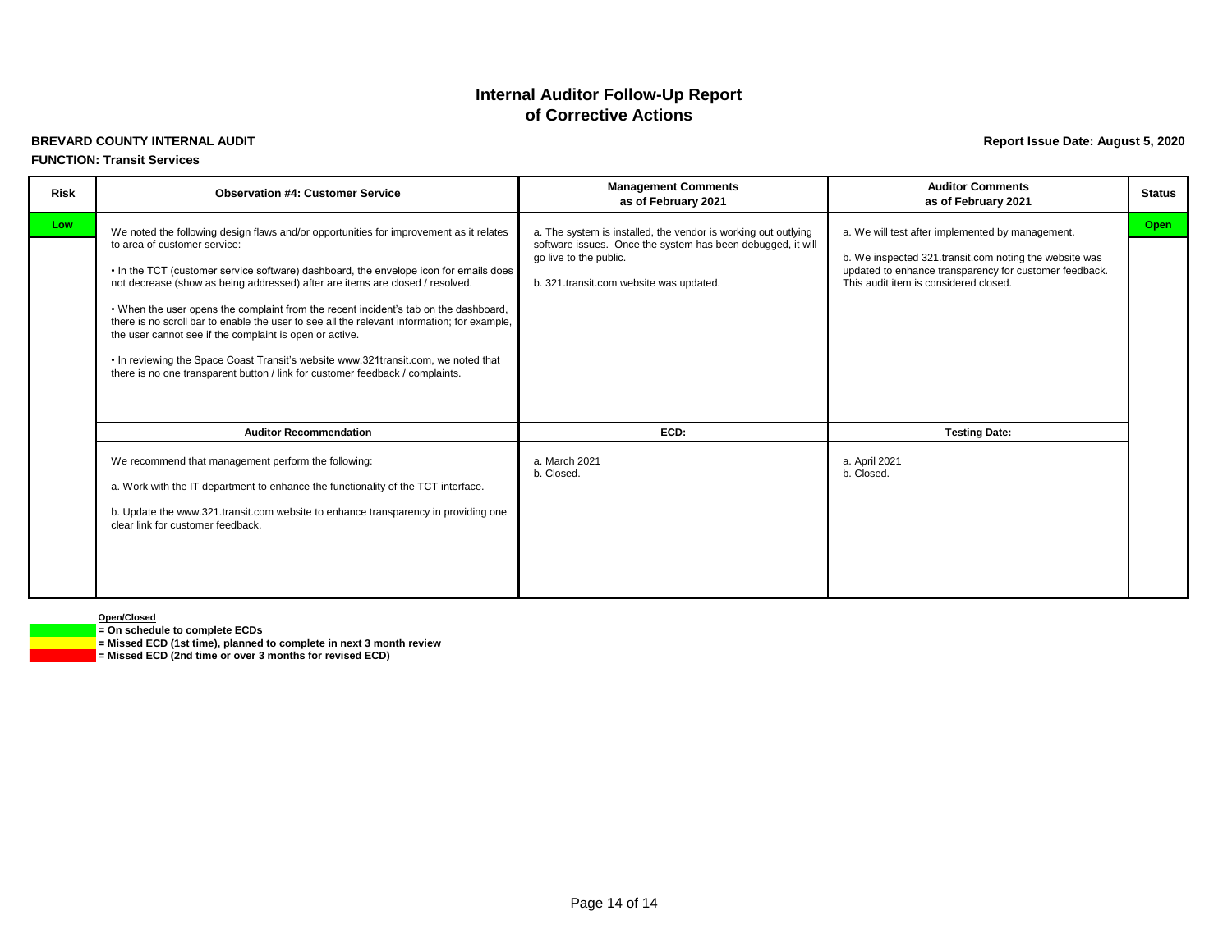# Internal Auditor Follow-Up Report of Corrective Actions

**BREVARD COUNTY INTERNAL AUDIT**

**Report Issue Date: August 5, 2020**

**FUNCTION: Transit Services**

| Risk | Observation #4: Customer Service | Management Comments as of February 2021 | Auditor Comments as of February 2021 | Status |
|---|---|---|---|---|
| Low | We noted the following design flaws and/or opportunities for improvement as it relates to area of customer service:<br><br>• In the TCT (customer service software) dashboard, the envelope icon for emails does not decrease (show as being addressed) after are items are closed / resolved.<br><br>• When the user opens the complaint from the recent incident's tab on the dashboard, there is no scroll bar to enable the user to see all the relevant information; for example, the user cannot see if the complaint is open or active.<br><br>• In reviewing the Space Coast Transit's website www.321transit.com, we noted that there is no one transparent button / link for customer feedback / complaints. | a. The system is installed, the vendor is working out outlying software issues. Once the system has been debugged, it will go live to the public.<br><br>b. 321.transit.com website was updated. | a. We will test after implemented by management.<br><br>b. We inspected 321.transit.com noting the website was updated to enhance transparency for customer feedback. This audit item is considered closed. | Open |
| | **Auditor Recommendation** | **ECD:** | **Testing Date:** | |
| | We recommend that management perform the following:<br><br>a. Work with the IT department to enhance the functionality of the TCT interface.<br><br>b. Update the www.321.transit.com website to enhance transparency in providing one clear link for customer feedback. | a. March 2021<br>b. Closed. | a. April 2021<br>b. Closed. | |

**Open/Closed**

- (Green) **= On schedule to complete ECDs**
- (Yellow) **= Missed ECD (1st time), planned to complete in next 3 month review**
- (Red) **= Missed ECD (2nd time or over 3 months for revised ECD)**